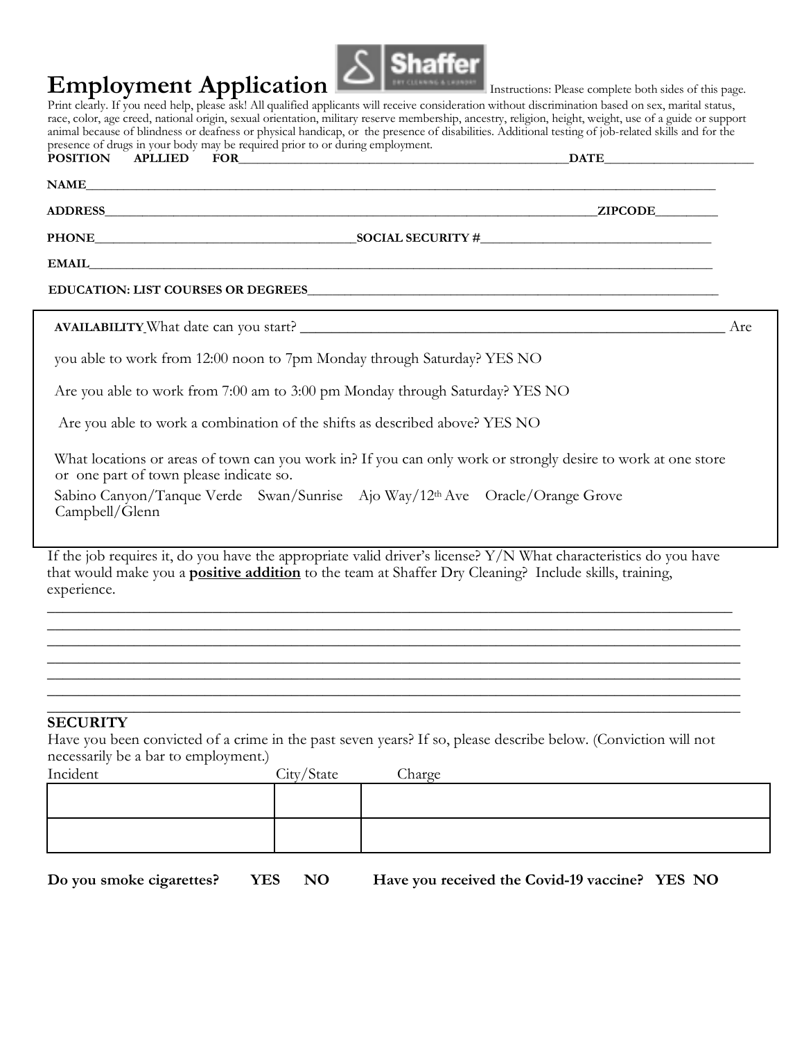# Employment Application

Instructions: Please complete both sides of this page. Print clearly. If you need help, please ask! All qualified applicants will receive consideration without discrimination based on sex, marital status, race, color, age creed, national origin, sexual orientation, military reserve membership, ancestry, religion, height, weight, use of a guide or support animal because of blindness or deafness or physical handicap, or the presence of disabilities. Additional testing of job-related skills and for the presence of drugs in your body may be required prior to or during employment.

**POSITION APLLIED FOR**_______________________________________________________**DATE**________________________

**NAME**___________________________________________________________________________________________________

**ADDRESS**___________________________________________________________________________**ZIPCODE**__________

**PHONE**________________________________________**SOCIAL SECURITY #**____________________________________

**EMAIL**___________________________________________________________________________________________________

**EDUCATION: LIST COURSES OR DEGREES**___________________________________________________________________

**AVAILABILITY** What date can you start? ____________________________________________________________ Are you able to work from 12:00 noon to 7pm Monday through Saturday? YES NO

Are you able to work from 7:00 am to 3:00 pm Monday through Saturday? YES NO

Are you able to work a combination of the shifts as described above? YES NO

What locations or areas of town can you work in? If you can only work or strongly desire to work at one store or one part of town please indicate so.

Sabino Canyon/Tanque Verde Swan/Sunrise Ajo Way/12th Ave Oracle/Orange Grove Campbell/Glenn

If the job requires it, do you have the appropriate valid driver's license? Y/N What characteristics do you have that would make you a **positive addition** to the team at Shaffer Dry Cleaning? Include skills, training, experience.

_____________________________________________________________________________________________
_____________________________________________________________________________________________
_____________________________________________________________________________________________
_____________________________________________________________________________________________
_____________________________________________________________________________________________
_____________________________________________________________________________________________
_____________________________________________________________________________________________

**SECURITY**

Have you been convicted of a crime in the past seven years? If so, please describe below. (Conviction will not necessarily be a bar to employment.)

| Incident | City/State | Charge |
|---|---|---|
| | | |
| | | |

**Do you smoke cigarettes? YES NO Have you received the Covid-19 vaccine? YES NO**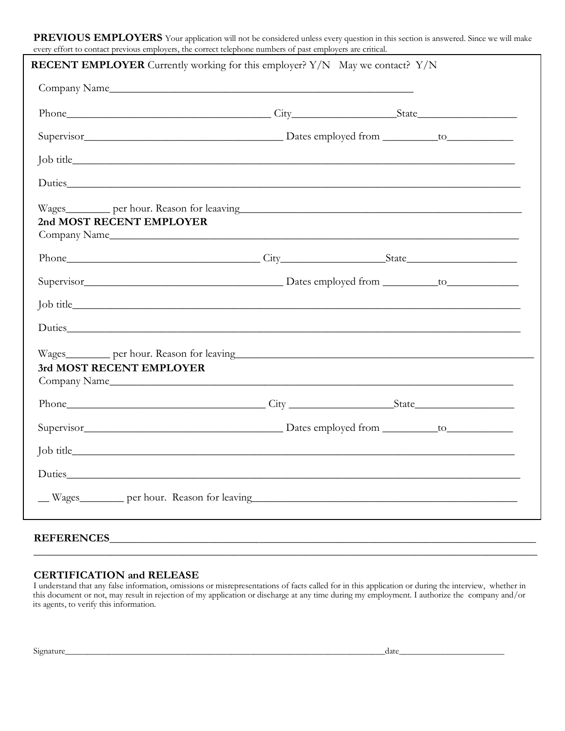**PREVIOUS EMPLOYERS** Your application will not be considered unless every question in this section is answered. Since we will make every effort to contact previous employers, the correct telephone numbers of past employers are critical.

**RECENT EMPLOYER** Currently working for this employer? Y/N May we contact? Y/N

Company Name_______________________________________________

Phone_________________________________ City_________________State_________________

Supervisor________________________________ Dates employed from _________to___________

Job title_______________________________________________________________________

Duties_________________________________________________________________________

Wages_______ per hour. Reason for leaaving______________________________________________

**2nd MOST RECENT EMPLOYER**

Company Name__________________________________________________________________

Phone_______________________________ City_________________State__________________

Supervisor________________________________ Dates employed from _________to____________

Job title_______________________________________________________________________

Duties_________________________________________________________________________

Wages_______ per hour. Reason for leaving_______________________________________________

**3rd MOST RECENT EMPLOYER**

Company Name__________________________________________________________________

Phone________________________________ City _________________State_________________

Supervisor________________________________ Dates employed from _________to___________

Job title_______________________________________________________________________

Duties_________________________________________________________________________

__ Wages_______ per hour. Reason for leaving_____________________________________________

**REFERENCES**__________________________________________________________________________

________________________________________________________________________________________

**CERTIFICATION and RELEASE**

I understand that any false information, omissions or misrepresentations of facts called for in this application or during the interview, whether in this document or not, may result in rejection of my application or discharge at any time during my employment. I authorize the company and/or its agents, to verify this information.

Signature________________________________________________________________date_____________________